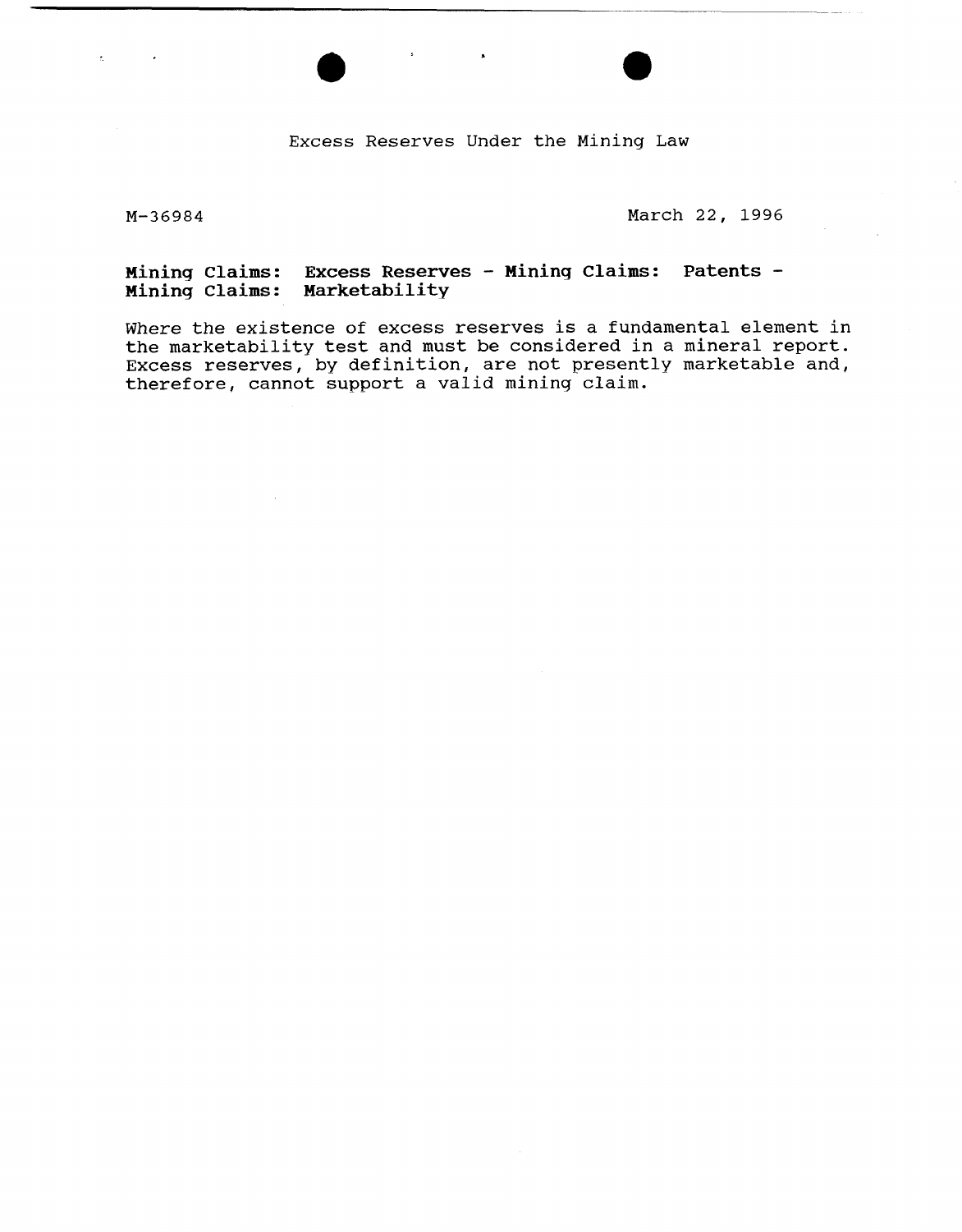# Excess Reserves Under the Mining Law

M-36984

March 22, 1996

**Mining Claims: Excess Reserves - Mining Claims: Patents - Mining Claims: Marketability**

Where the existence of excess reserves is a fundamental element in the marketability test and must be considered in a mineral report. Excess reserves, by definition, are not presently marketable and, therefore, cannot support a valid mining claim.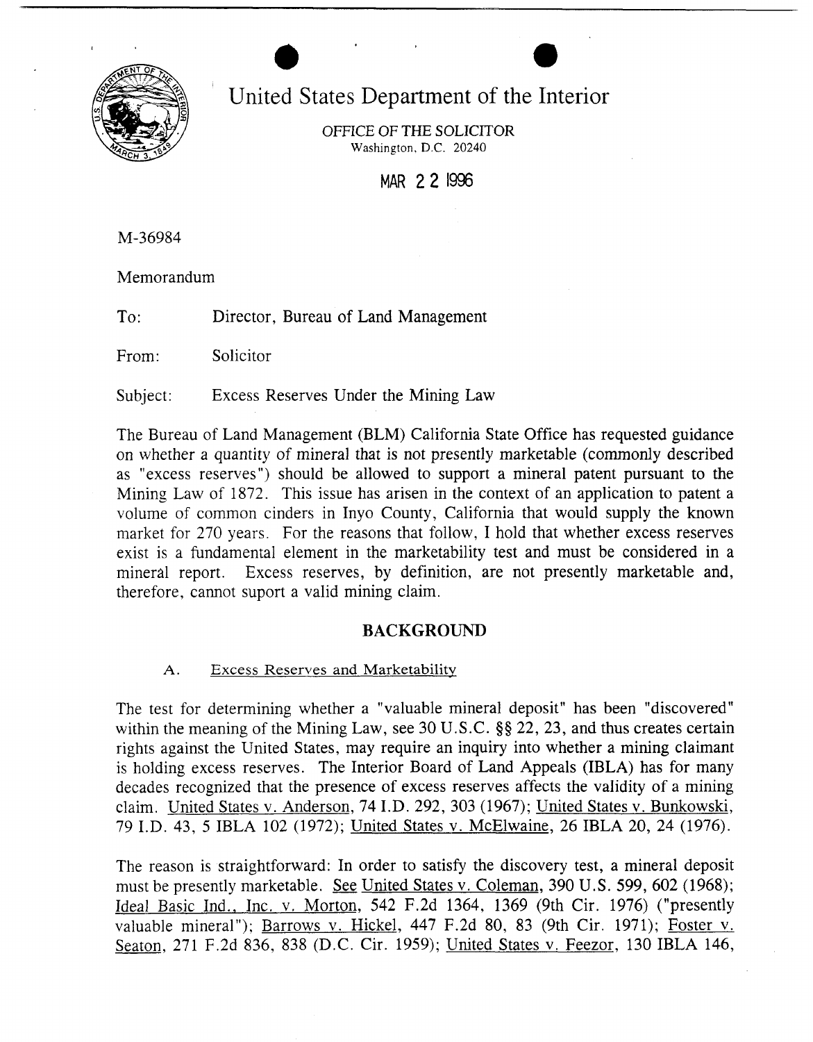# United States Department of the Interior

OFFICE OF THE SOLICITOR
Washington, D.C. 20240

MAR 22 1996

M-36984

Memorandum

To: Director, Bureau of Land Management

From: Solicitor

Subject: Excess Reserves Under the Mining Law

The Bureau of Land Management (BLM) California State Office has requested guidance on whether a quantity of mineral that is not presently marketable (commonly described as "excess reserves") should be allowed to support a mineral patent pursuant to the Mining Law of 1872. This issue has arisen in the context of an application to patent a volume of common cinders in Inyo County, California that would supply the known market for 270 years. For the reasons that follow, I hold that whether excess reserves exist is a fundamental element in the marketability test and must be considered in a mineral report. Excess reserves, by definition, are not presently marketable and, therefore, cannot suport a valid mining claim.

## BACKGROUND

### A. Excess Reserves and Marketability

The test for determining whether a "valuable mineral deposit" has been "discovered" within the meaning of the Mining Law, see 30 U.S.C. §§ 22, 23, and thus creates certain rights against the United States, may require an inquiry into whether a mining claimant is holding excess reserves. The Interior Board of Land Appeals (IBLA) has for many decades recognized that the presence of excess reserves affects the validity of a mining claim. United States v. Anderson, 74 I.D. 292, 303 (1967); United States v. Bunkowski, 79 I.D. 43, 5 IBLA 102 (1972); United States v. McElwaine, 26 IBLA 20, 24 (1976).

The reason is straightforward: In order to satisfy the discovery test, a mineral deposit must be presently marketable. See United States v. Coleman, 390 U.S. 599, 602 (1968); Ideal Basic Ind., Inc. v. Morton, 542 F.2d 1364, 1369 (9th Cir. 1976) ("presently valuable mineral"); Barrows v. Hickel, 447 F.2d 80, 83 (9th Cir. 1971); Foster v. Seaton, 271 F.2d 836, 838 (D.C. Cir. 1959); United States v. Feezor, 130 IBLA 146,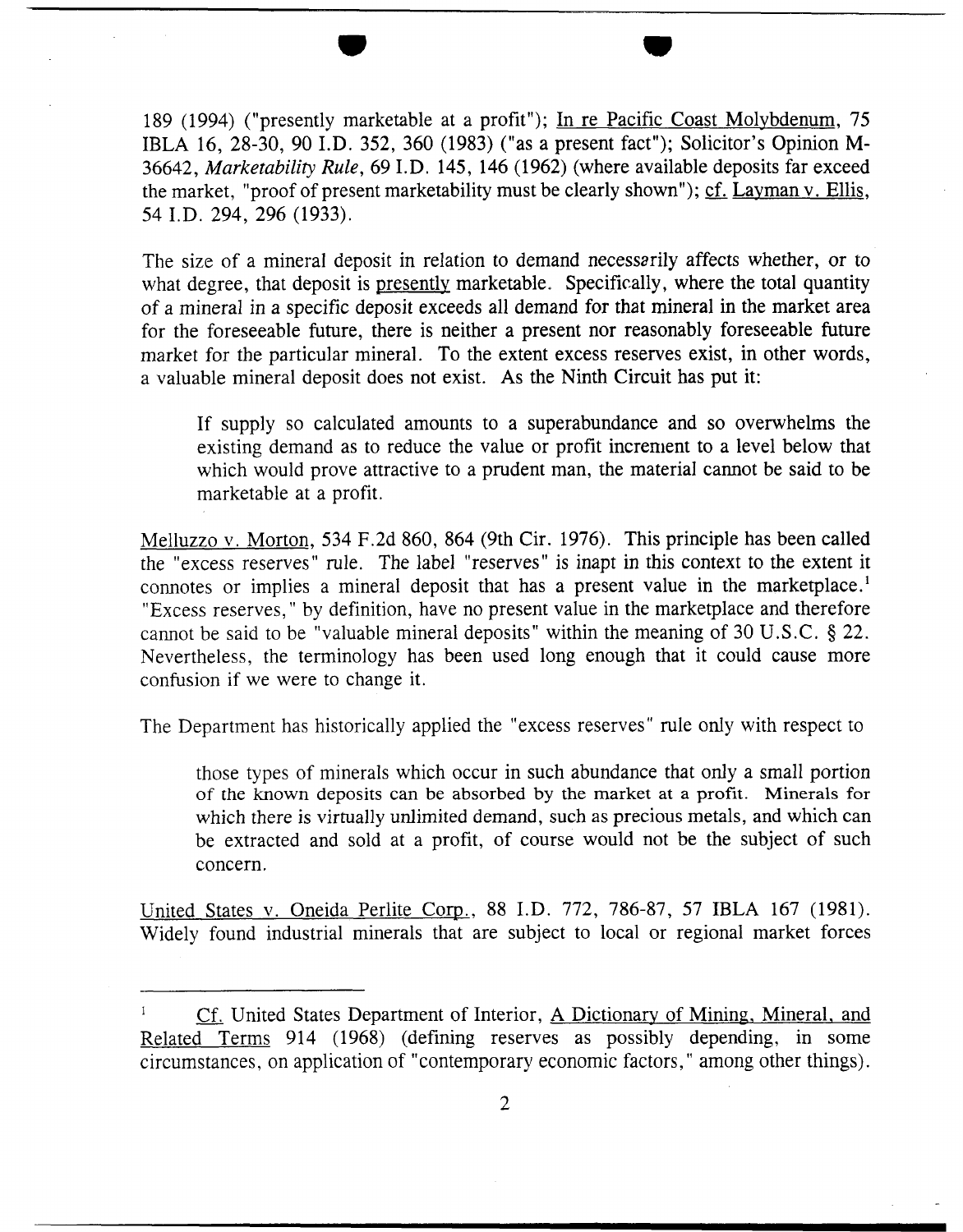189 (1994) ("presently marketable at a profit"); In re Pacific Coast Molybdenum, 75 IBLA 16, 28-30, 90 I.D. 352, 360 (1983) ("as a present fact"); Solicitor's Opinion M-36642, *Marketability Rule*, 69 I.D. 145, 146 (1962) (where available deposits far exceed the market, "proof of present marketability must be clearly shown"); cf. Layman v. Ellis, 54 I.D. 294, 296 (1933).

The size of a mineral deposit in relation to demand necessarily affects whether, or to what degree, that deposit is presently marketable. Specifically, where the total quantity of a mineral in a specific deposit exceeds all demand for that mineral in the market area for the foreseeable future, there is neither a present nor reasonably foreseeable future market for the particular mineral. To the extent excess reserves exist, in other words, a valuable mineral deposit does not exist. As the Ninth Circuit has put it:

> If supply so calculated amounts to a superabundance and so overwhelms the existing demand as to reduce the value or profit increment to a level below that which would prove attractive to a prudent man, the material cannot be said to be marketable at a profit.

Melluzzo v. Morton, 534 F.2d 860, 864 (9th Cir. 1976). This principle has been called the "excess reserves" rule. The label "reserves" is inapt in this context to the extent it connotes or implies a mineral deposit that has a present value in the marketplace.[1] "Excess reserves," by definition, have no present value in the marketplace and therefore cannot be said to be "valuable mineral deposits" within the meaning of 30 U.S.C. § 22. Nevertheless, the terminology has been used long enough that it could cause more confusion if we were to change it.

The Department has historically applied the "excess reserves" rule only with respect to

> those types of minerals which occur in such abundance that only a small portion of the known deposits can be absorbed by the market at a profit. Minerals for which there is virtually unlimited demand, such as precious metals, and which can be extracted and sold at a profit, of course would not be the subject of such concern.

United States v. Oneida Perlite Corp., 88 I.D. 772, 786-87, 57 IBLA 167 (1981). Widely found industrial minerals that are subject to local or regional market forces

---

[1] Cf. United States Department of Interior, A Dictionary of Mining, Mineral, and Related Terms 914 (1968) (defining reserves as possibly depending, in some circumstances, on application of "contemporary economic factors," among other things).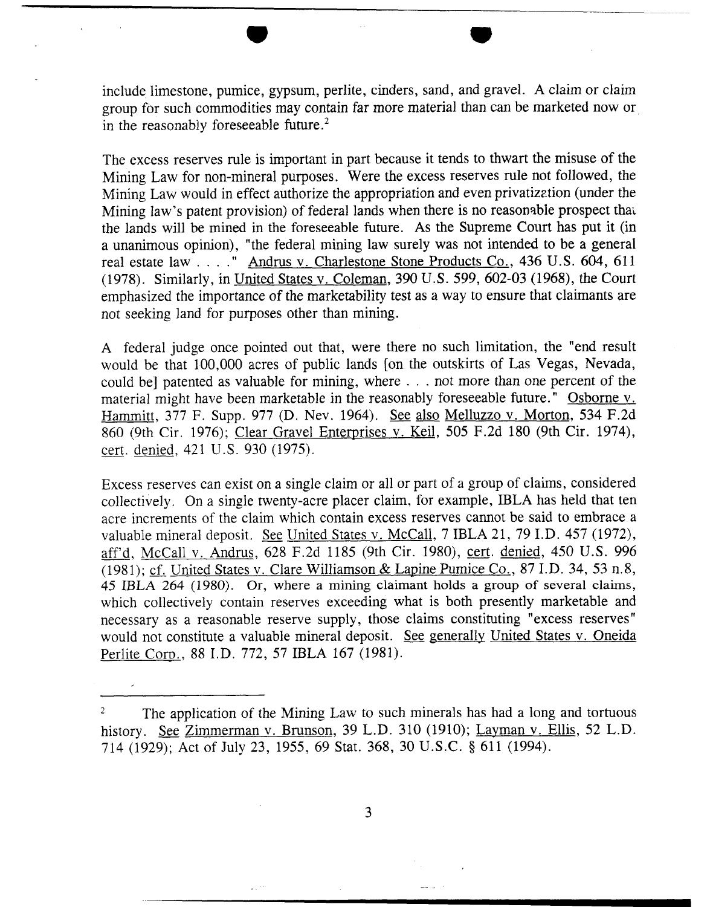include limestone, pumice, gypsum, perlite, cinders, sand, and gravel. A claim or claim group for such commodities may contain far more material than can be marketed now or in the reasonably foreseeable future.[2]

The excess reserves rule is important in part because it tends to thwart the misuse of the Mining Law for non-mineral purposes. Were the excess reserves rule not followed, the Mining Law would in effect authorize the appropriation and even privatization (under the Mining law's patent provision) of federal lands when there is no reasonable prospect that the lands will be mined in the foreseeable future. As the Supreme Court has put it (in a unanimous opinion), "the federal mining law surely was not intended to be a general real estate law . . . ." Andrus v. Charlestone Stone Products Co., 436 U.S. 604, 611 (1978). Similarly, in United States v. Coleman, 390 U.S. 599, 602-03 (1968), the Court emphasized the importance of the marketability test as a way to ensure that claimants are not seeking land for purposes other than mining.

A federal judge once pointed out that, were there no such limitation, the "end result would be that 100,000 acres of public lands [on the outskirts of Las Vegas, Nevada, could be] patented as valuable for mining, where . . . not more than one percent of the material might have been marketable in the reasonably foreseeable future." Osborne v. Hammitt, 377 F. Supp. 977 (D. Nev. 1964). See also Melluzzo v. Morton, 534 F.2d 860 (9th Cir. 1976); Clear Gravel Enterprises v. Keil, 505 F.2d 180 (9th Cir. 1974), cert. denied, 421 U.S. 930 (1975).

Excess reserves can exist on a single claim or all or part of a group of claims, considered collectively. On a single twenty-acre placer claim, for example, IBLA has held that ten acre increments of the claim which contain excess reserves cannot be said to embrace a valuable mineral deposit. See United States v. McCall, 7 IBLA 21, 79 I.D. 457 (1972), aff'd, McCall v. Andrus, 628 F.2d 1185 (9th Cir. 1980), cert. denied, 450 U.S. 996 (1981); cf. United States v. Clare Williamson & Lapine Pumice Co., 87 I.D. 34, 53 n.8, 45 IBLA 264 (1980). Or, where a mining claimant holds a group of several claims, which collectively contain reserves exceeding what is both presently marketable and necessary as a reasonable reserve supply, those claims constituting "excess reserves" would not constitute a valuable mineral deposit. See generally United States v. Oneida Perlite Corp., 88 I.D. 772, 57 IBLA 167 (1981).

---

[2] The application of the Mining Law to such minerals has had a long and tortuous history. See Zimmerman v. Brunson, 39 L.D. 310 (1910); Layman v. Ellis, 52 L.D. 714 (1929); Act of July 23, 1955, 69 Stat. 368, 30 U.S.C. § 611 (1994).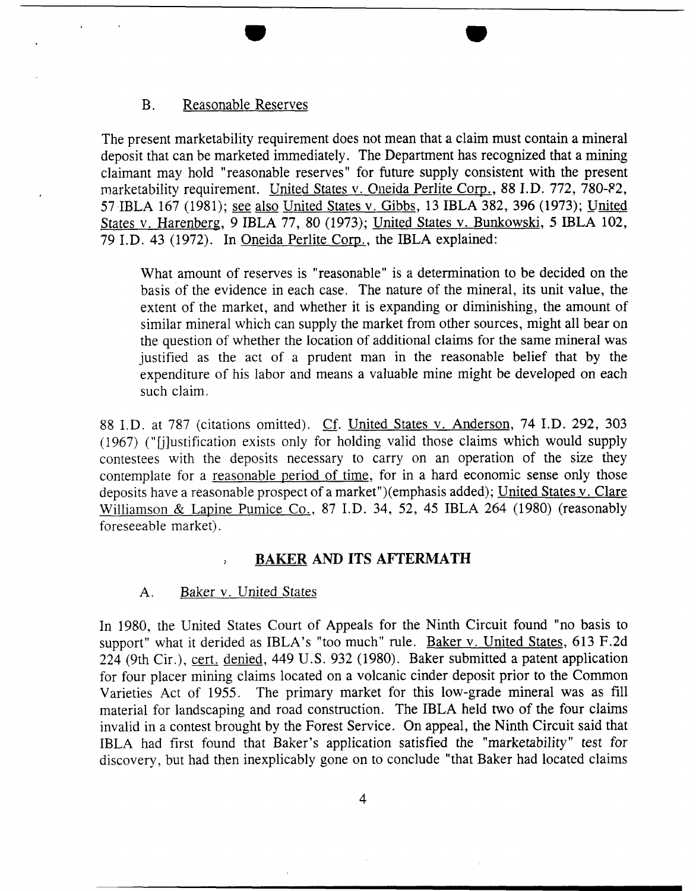### B. Reasonable Reserves

The present marketability requirement does not mean that a claim must contain a mineral deposit that can be marketed immediately. The Department has recognized that a mining claimant may hold "reasonable reserves" for future supply consistent with the present marketability requirement. United States v. Oneida Perlite Corp., 88 I.D. 772, 780-82, 57 IBLA 167 (1981); see also United States v. Gibbs, 13 IBLA 382, 396 (1973); United States v. Harenberg, 9 IBLA 77, 80 (1973); United States v. Bunkowski, 5 IBLA 102, 79 I.D. 43 (1972). In Oneida Perlite Corp., the IBLA explained:

> What amount of reserves is "reasonable" is a determination to be decided on the basis of the evidence in each case. The nature of the mineral, its unit value, the extent of the market, and whether it is expanding or diminishing, the amount of similar mineral which can supply the market from other sources, might all bear on the question of whether the location of additional claims for the same mineral was justified as the act of a prudent man in the reasonable belief that by the expenditure of his labor and means a valuable mine might be developed on each such claim.

88 I.D. at 787 (citations omitted). Cf. United States v. Anderson, 74 I.D. 292, 303 (1967) ("[j]ustification exists only for holding valid those claims which would supply contestees with the deposits necessary to carry on an operation of the size they contemplate for a reasonable period of time, for in a hard economic sense only those deposits have a reasonable prospect of a market")(emphasis added); United States v. Clare Williamson & Lapine Pumice Co., 87 I.D. 34, 52, 45 IBLA 264 (1980) (reasonably foreseeable market).

## BAKER AND ITS AFTERMATH

### A. Baker v. United States

In 1980, the United States Court of Appeals for the Ninth Circuit found "no basis to support" what it derided as IBLA's "too much" rule. Baker v. United States, 613 F.2d 224 (9th Cir.), cert. denied, 449 U.S. 932 (1980). Baker submitted a patent application for four placer mining claims located on a volcanic cinder deposit prior to the Common Varieties Act of 1955. The primary market for this low-grade mineral was as fill material for landscaping and road construction. The IBLA held two of the four claims invalid in a contest brought by the Forest Service. On appeal, the Ninth Circuit said that IBLA had first found that Baker's application satisfied the "marketability" test for discovery, but had then inexplicably gone on to conclude "that Baker had located claims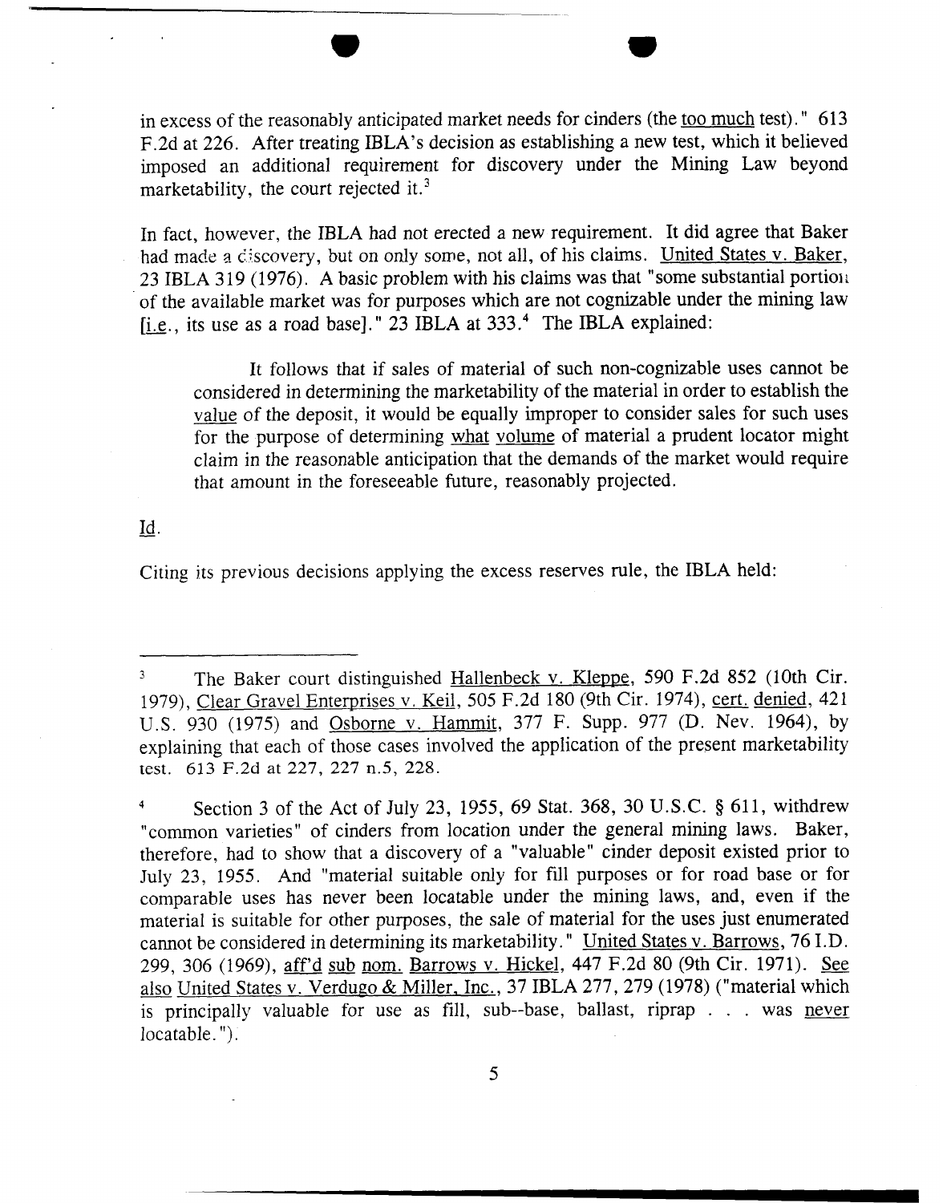in excess of the reasonably anticipated market needs for cinders (the too much test)." 613 F.2d at 226. After treating IBLA's decision as establishing a new test, which it believed imposed an additional requirement for discovery under the Mining Law beyond marketability, the court rejected it.[3]

In fact, however, the IBLA had not erected a new requirement. It did agree that Baker had made a discovery, but on only some, not all, of his claims. United States v. Baker, 23 IBLA 319 (1976). A basic problem with his claims was that "some substantial portion of the available market was for purposes which are not cognizable under the mining law [i.e., its use as a road base]." 23 IBLA at 333.[4] The IBLA explained:

> It follows that if sales of material of such non-cognizable uses cannot be considered in determining the marketability of the material in order to establish the value of the deposit, it would be equally improper to consider sales for such uses for the purpose of determining what volume of material a prudent locator might claim in the reasonable anticipation that the demands of the market would require that amount in the foreseeable future, reasonably projected.

Id.

Citing its previous decisions applying the excess reserves rule, the IBLA held:

---

[3] The Baker court distinguished Hallenbeck v. Kleppe, 590 F.2d 852 (10th Cir. 1979), Clear Gravel Enterprises v. Keil, 505 F.2d 180 (9th Cir. 1974), cert. denied, 421 U.S. 930 (1975) and Osborne v. Hammit, 377 F. Supp. 977 (D. Nev. 1964), by explaining that each of those cases involved the application of the present marketability test. 613 F.2d at 227, 227 n.5, 228.

[4] Section 3 of the Act of July 23, 1955, 69 Stat. 368, 30 U.S.C. § 611, withdrew "common varieties" of cinders from location under the general mining laws. Baker, therefore, had to show that a discovery of a "valuable" cinder deposit existed prior to July 23, 1955. And "material suitable only for fill purposes or for road base or for comparable uses has never been locatable under the mining laws, and, even if the material is suitable for other purposes, the sale of material for the uses just enumerated cannot be considered in determining its marketability." United States v. Barrows, 76 I.D. 299, 306 (1969), aff'd sub nom. Barrows v. Hickel, 447 F.2d 80 (9th Cir. 1971). See also United States v. Verdugo & Miller, Inc., 37 IBLA 277, 279 (1978) ("material which is principally valuable for use as fill, sub--base, ballast, riprap . . . was never locatable.").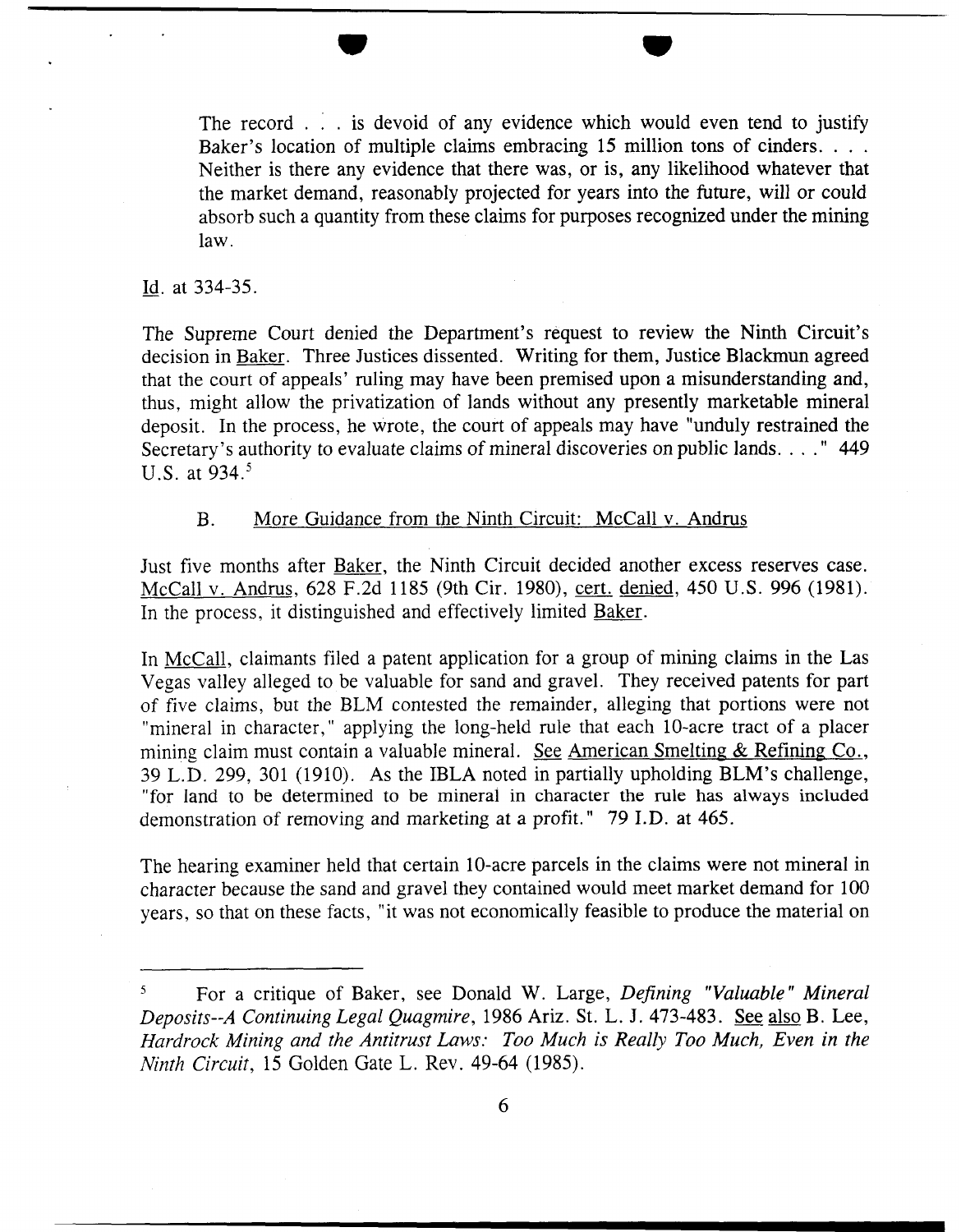> The record . . . is devoid of any evidence which would even tend to justify Baker's location of multiple claims embracing 15 million tons of cinders. . . . Neither is there any evidence that there was, or is, any likelihood whatever that the market demand, reasonably projected for years into the future, will or could absorb such a quantity from these claims for purposes recognized under the mining law.

Id. at 334-35.

The Supreme Court denied the Department's request to review the Ninth Circuit's decision in Baker. Three Justices dissented. Writing for them, Justice Blackmun agreed that the court of appeals' ruling may have been premised upon a misunderstanding and, thus, might allow the privatization of lands without any presently marketable mineral deposit. In the process, he wrote, the court of appeals may have "unduly restrained the Secretary's authority to evaluate claims of mineral discoveries on public lands. . . ." 449 U.S. at 934.[5]

### B. More Guidance from the Ninth Circuit: McCall v. Andrus

Just five months after Baker, the Ninth Circuit decided another excess reserves case. McCall v. Andrus, 628 F.2d 1185 (9th Cir. 1980), cert. denied, 450 U.S. 996 (1981). In the process, it distinguished and effectively limited Baker.

In McCall, claimants filed a patent application for a group of mining claims in the Las Vegas valley alleged to be valuable for sand and gravel. They received patents for part of five claims, but the BLM contested the remainder, alleging that portions were not "mineral in character," applying the long-held rule that each 10-acre tract of a placer mining claim must contain a valuable mineral. See American Smelting & Refining Co., 39 L.D. 299, 301 (1910). As the IBLA noted in partially upholding BLM's challenge, "for land to be determined to be mineral in character the rule has always included demonstration of removing and marketing at a profit." 79 I.D. at 465.

The hearing examiner held that certain 10-acre parcels in the claims were not mineral in character because the sand and gravel they contained would meet market demand for 100 years, so that on these facts, "it was not economically feasible to produce the material on

---

[5] For a critique of Baker, see Donald W. Large, *Defining "Valuable" Mineral Deposits--A Continuing Legal Quagmire*, 1986 Ariz. St. L. J. 473-483. See also B. Lee, *Hardrock Mining and the Antitrust Laws: Too Much is Really Too Much, Even in the Ninth Circuit*, 15 Golden Gate L. Rev. 49-64 (1985).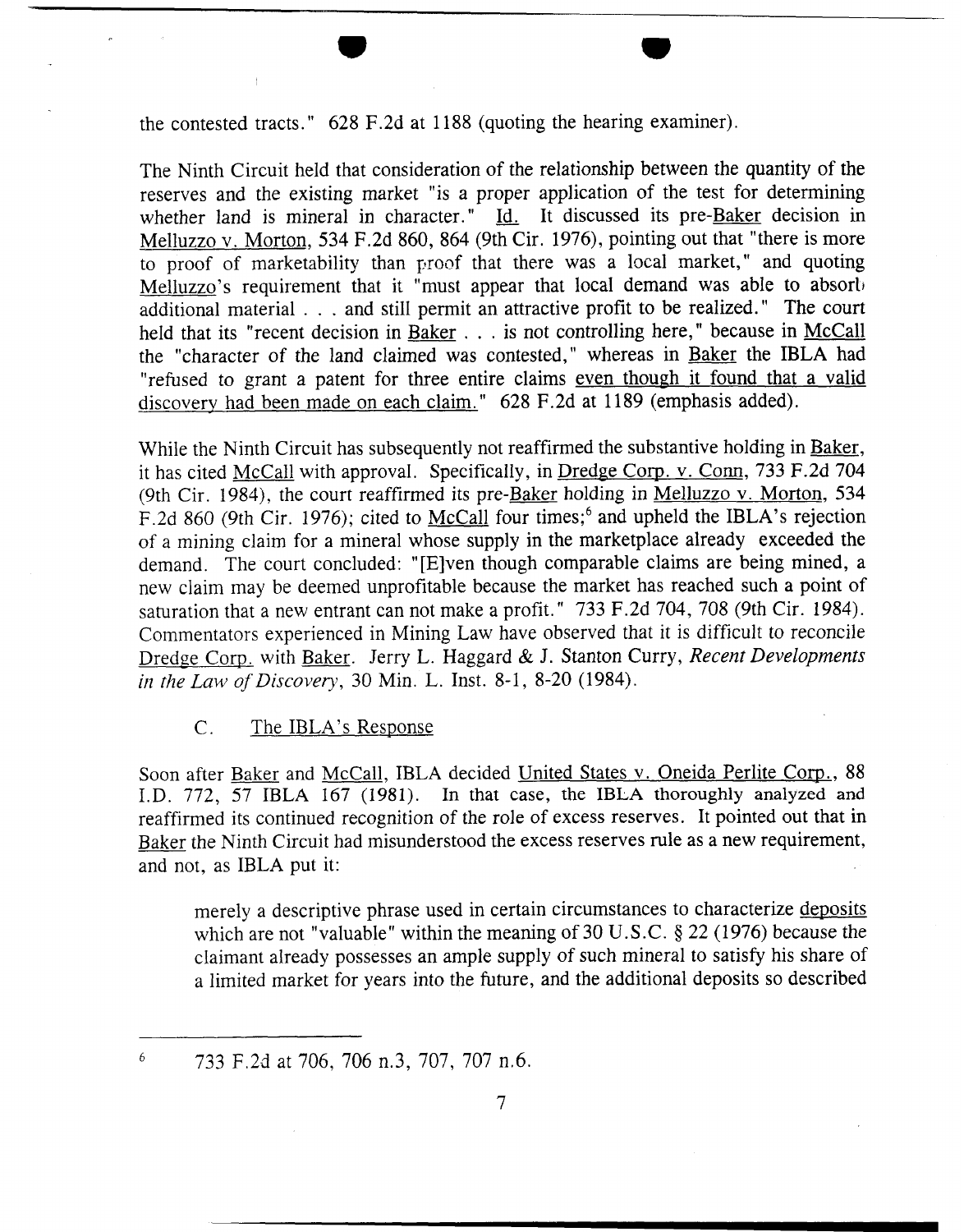the contested tracts." 628 F.2d at 1188 (quoting the hearing examiner).

The Ninth Circuit held that consideration of the relationship between the quantity of the reserves and the existing market "is a proper application of the test for determining whether land is mineral in character." Id. It discussed its pre-Baker decision in Melluzzo v. Morton, 534 F.2d 860, 864 (9th Cir. 1976), pointing out that "there is more to proof of marketability than proof that there was a local market," and quoting Melluzzo's requirement that it "must appear that local demand was able to absorb additional material . . . and still permit an attractive profit to be realized." The court held that its "recent decision in Baker . . . is not controlling here," because in McCall the "character of the land claimed was contested," whereas in Baker the IBLA had "refused to grant a patent for three entire claims even though it found that a valid discovery had been made on each claim." 628 F.2d at 1189 (emphasis added).

While the Ninth Circuit has subsequently not reaffirmed the substantive holding in Baker, it has cited McCall with approval. Specifically, in Dredge Corp. v. Conn, 733 F.2d 704 (9th Cir. 1984), the court reaffirmed its pre-Baker holding in Melluzzo v. Morton, 534 F.2d 860 (9th Cir. 1976); cited to McCall four times;[6] and upheld the IBLA's rejection of a mining claim for a mineral whose supply in the marketplace already exceeded the demand. The court concluded: "[E]ven though comparable claims are being mined, a new claim may be deemed unprofitable because the market has reached such a point of saturation that a new entrant can not make a profit." 733 F.2d 704, 708 (9th Cir. 1984). Commentators experienced in Mining Law have observed that it is difficult to reconcile Dredge Corp. with Baker. Jerry L. Haggard & J. Stanton Curry, *Recent Developments in the Law of Discovery*, 30 Min. L. Inst. 8-1, 8-20 (1984).

### C. The IBLA's Response

Soon after Baker and McCall, IBLA decided United States v. Oneida Perlite Corp., 88 I.D. 772, 57 IBLA 167 (1981). In that case, the IBLA thoroughly analyzed and reaffirmed its continued recognition of the role of excess reserves. It pointed out that in Baker the Ninth Circuit had misunderstood the excess reserves rule as a new requirement, and not, as IBLA put it:

> merely a descriptive phrase used in certain circumstances to characterize deposits which are not "valuable" within the meaning of 30 U.S.C. § 22 (1976) because the claimant already possesses an ample supply of such mineral to satisfy his share of a limited market for years into the future, and the additional deposits so described

---

[6] 733 F.2d at 706, 706 n.3, 707, 707 n.6.